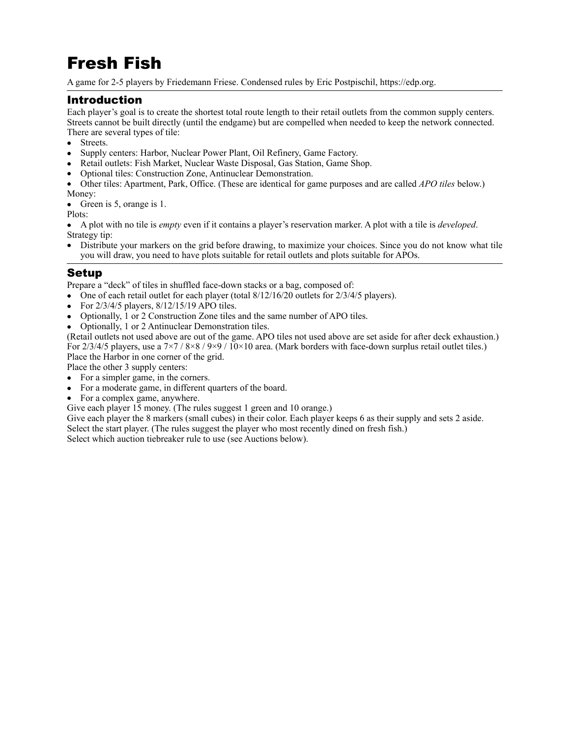# Fresh Fish

A game for 2-5 players by Friedemann Friese. Condensed rules by Eric Postpischil, https://edp.org.

## Introduction

Each player's goal is to create the shortest total route length to their retail outlets from the common supply centers. Streets cannot be built directly (until the endgame) but are compelled when needed to keep the network connected. There are several types of tile:

- Streets.
- Supply centers: Harbor, Nuclear Power Plant, Oil Refinery, Game Factory.
- Retail outlets: Fish Market, Nuclear Waste Disposal, Gas Station, Game Shop.
- Optional tiles: Construction Zone, Antinuclear Demonstration.
- Other tiles: Apartment, Park, Office. (These are identical for game purposes and are called *APO tiles* below.)

Money:

- Green is 5, orange is 1.

Plots:

- A plot with no tile is *empty* even if it contains a player's reservation marker. A plot with a tile is *developed*.

Strategy tip:

- Distribute your markers on the grid before drawing, to maximize your choices. Since you do not know what tile you will draw, you need to have plots suitable for retail outlets and plots suitable for APOs.

## Setup

Prepare a "deck" of tiles in shuffled face-down stacks or a bag, composed of:

- One of each retail outlet for each player (total 8/12/16/20 outlets for 2/3/4/5 players).
- For 2/3/4/5 players, 8/12/15/19 APO tiles.
- Optionally, 1 or 2 Construction Zone tiles and the same number of APO tiles.
- Optionally, 1 or 2 Antinuclear Demonstration tiles.

(Retail outlets not used above are out of the game. APO tiles not used above are set aside for after deck exhaustion.)

For 2/3/4/5 players, use a 7×7 / 8×8 / 9×9 / 10×10 area. (Mark borders with face-down surplus retail outlet tiles.)

Place the Harbor in one corner of the grid.

Place the other 3 supply centers:

- For a simpler game, in the corners.
- For a moderate game, in different quarters of the board.
- For a complex game, anywhere.

Give each player 15 money. (The rules suggest 1 green and 10 orange.)

Give each player the 8 markers (small cubes) in their color. Each player keeps 6 as their supply and sets 2 aside.

Select the start player. (The rules suggest the player who most recently dined on fresh fish.)

Select which auction tiebreaker rule to use (see Auctions below).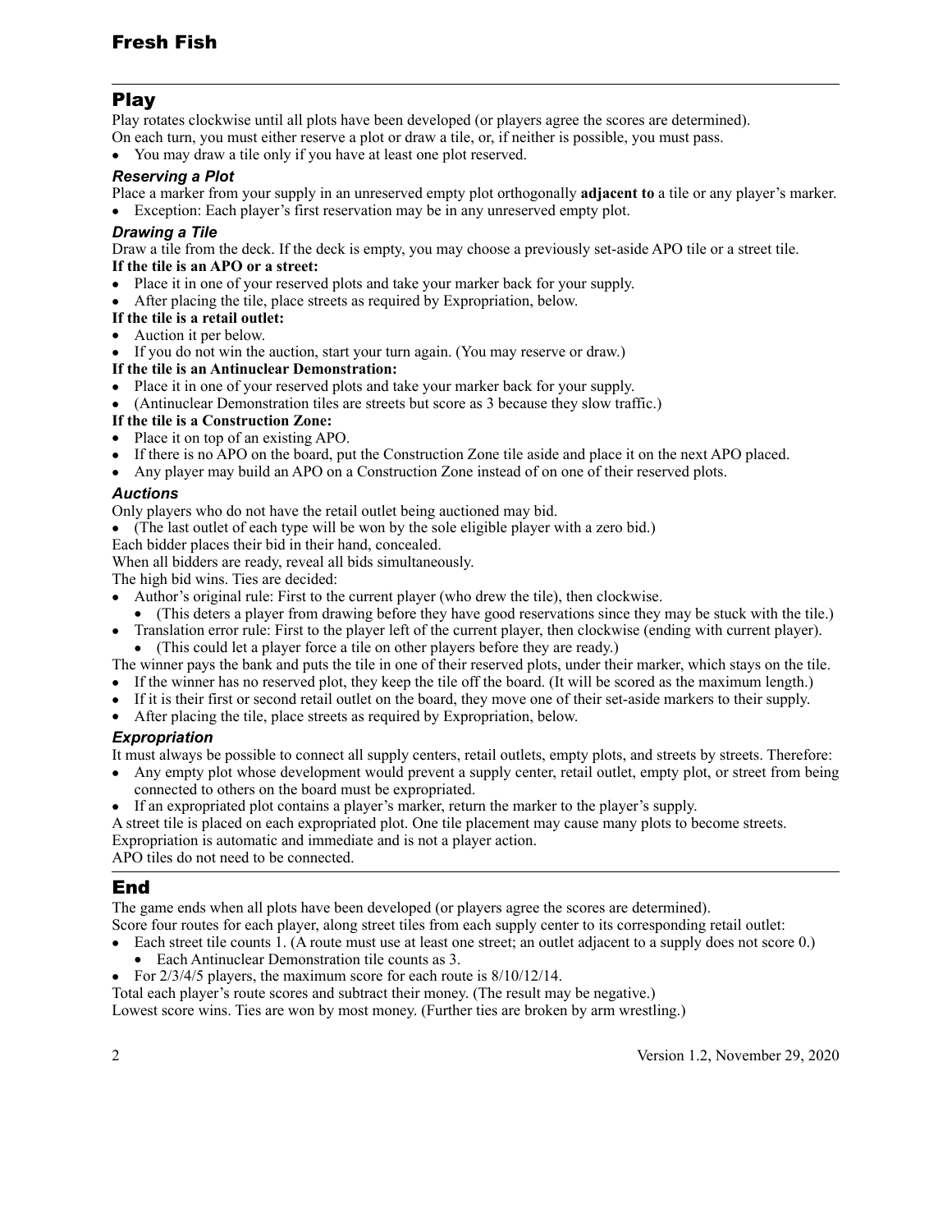## Play

Play rotates clockwise until all plots have been developed (or players agree the scores are determined).
On each turn, you must either reserve a plot or draw a tile, or, if neither is possible, you must pass.

- You may draw a tile only if you have at least one plot reserved.

### *Reserving a Plot*

Place a marker from your supply in an unreserved empty plot orthogonally **adjacent to** a tile or any player's marker.

- Exception: Each player's first reservation may be in any unreserved empty plot.

### *Drawing a Tile*

Draw a tile from the deck. If the deck is empty, you may choose a previously set-aside APO tile or a street tile.

**If the tile is an APO or a street:**

- Place it in one of your reserved plots and take your marker back for your supply.
- After placing the tile, place streets as required by Expropriation, below.

**If the tile is a retail outlet:**

- Auction it per below.
- If you do not win the auction, start your turn again. (You may reserve or draw.)

**If the tile is an Antinuclear Demonstration:**

- Place it in one of your reserved plots and take your marker back for your supply.
- (Antinuclear Demonstration tiles are streets but score as 3 because they slow traffic.)

**If the tile is a Construction Zone:**

- Place it on top of an existing APO.
- If there is no APO on the board, put the Construction Zone tile aside and place it on the next APO placed.
- Any player may build an APO on a Construction Zone instead of on one of their reserved plots.

### *Auctions*

Only players who do not have the retail outlet being auctioned may bid.

- (The last outlet of each type will be won by the sole eligible player with a zero bid.)

Each bidder places their bid in their hand, concealed.
When all bidders are ready, reveal all bids simultaneously.
The high bid wins. Ties are decided:

- Author's original rule: First to the current player (who drew the tile), then clockwise.
  - (This deters a player from drawing before they have good reservations since they may be stuck with the tile.)
- Translation error rule: First to the player left of the current player, then clockwise (ending with current player).
  - (This could let a player force a tile on other players before they are ready.)

The winner pays the bank and puts the tile in one of their reserved plots, under their marker, which stays on the tile.

- If the winner has no reserved plot, they keep the tile off the board. (It will be scored as the maximum length.)
- If it is their first or second retail outlet on the board, they move one of their set-aside markers to their supply.
- After placing the tile, place streets as required by Expropriation, below.

### *Expropriation*

It must always be possible to connect all supply centers, retail outlets, empty plots, and streets by streets. Therefore:

- Any empty plot whose development would prevent a supply center, retail outlet, empty plot, or street from being connected to others on the board must be expropriated.
- If an expropriated plot contains a player's marker, return the marker to the player's supply.

A street tile is placed on each expropriated plot. One tile placement may cause many plots to become streets.
Expropriation is automatic and immediate and is not a player action.
APO tiles do not need to be connected.

## End

The game ends when all plots have been developed (or players agree the scores are determined).
Score four routes for each player, along street tiles from each supply center to its corresponding retail outlet:

- Each street tile counts 1. (A route must use at least one street; an outlet adjacent to a supply does not score 0.)
  - Each Antinuclear Demonstration tile counts as 3.
- For 2/3/4/5 players, the maximum score for each route is 8/10/12/14.

Total each player's route scores and subtract their money. (The result may be negative.)
Lowest score wins. Ties are won by most money. (Further ties are broken by arm wrestling.)